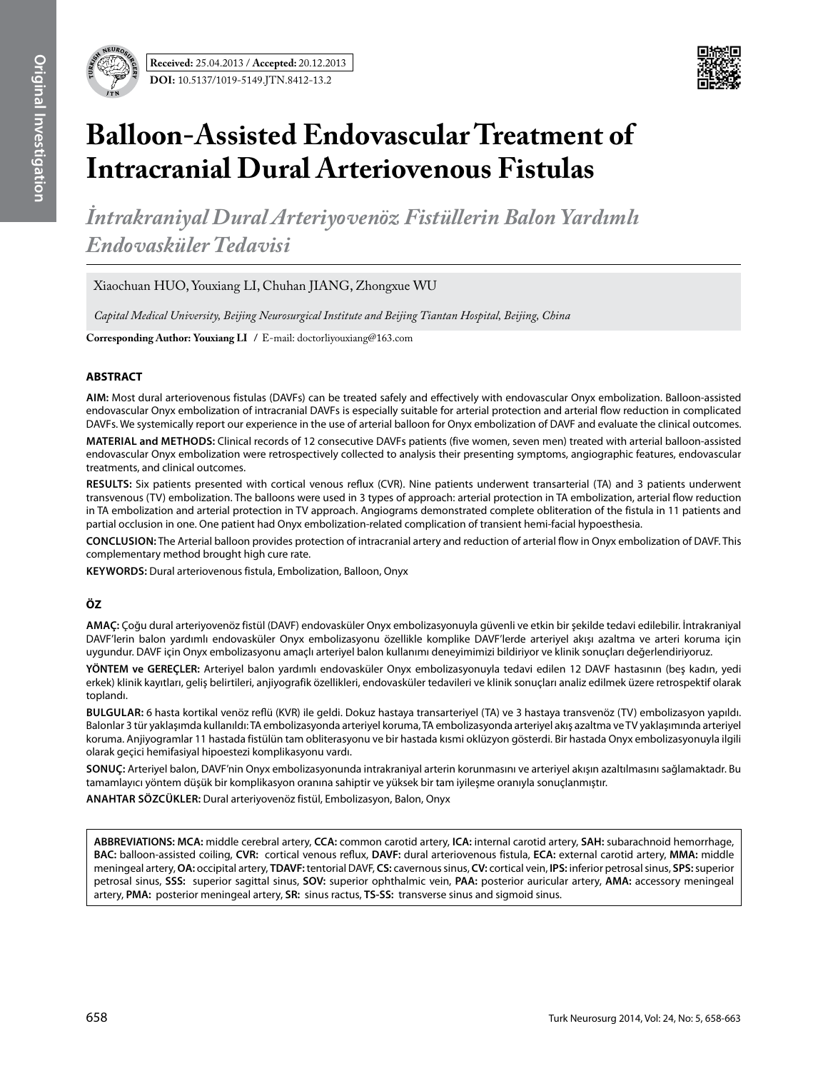**Received:** 25.04.2013 / **Accepted:** 20.12.2013

**DOI:** 10.5137/1019-5149.JTN.8412-13.2

# Balloon-Assisted Endovascular Treatment of Intracranial Dural Arteriovenous Fistulas

## *İntrakraniyal Dural Arteriyovenöz Fistüllerin Balon Yardımlı Endovasküler Tedavisi*

Xiaochuan HUO, Youxiang LI, Chuhan JIANG, Zhongxue WU

*Capital Medical University, Beijing Neurosurgical Institute and Beijing Tiantan Hospital, Beijing, China*

**Corresponding Author: Youxiang LI** / E-mail: doctorliyouxiang@163.com

### ABSTRACT

**AIM:** Most dural arteriovenous fistulas (DAVFs) can be treated safely and effectively with endovascular Onyx embolization. Balloon-assisted endovascular Onyx embolization of intracranial DAVFs is especially suitable for arterial protection and arterial flow reduction in complicated DAVFs. We systemically report our experience in the use of arterial balloon for Onyx embolization of DAVF and evaluate the clinical outcomes.

**MATERIAL and METHODS:** Clinical records of 12 consecutive DAVFs patients (five women, seven men) treated with arterial balloon-assisted endovascular Onyx embolization were retrospectively collected to analysis their presenting symptoms, angiographic features, endovascular treatments, and clinical outcomes.

**RESULTS:** Six patients presented with cortical venous reflux (CVR). Nine patients underwent transarterial (TA) and 3 patients underwent transvenous (TV) embolization. The balloons were used in 3 types of approach: arterial protection in TA embolization, arterial flow reduction in TA embolization and arterial protection in TV approach. Angiograms demonstrated complete obliteration of the fistula in 11 patients and partial occlusion in one. One patient had Onyx embolization-related complication of transient hemi-facial hypoesthesia.

**CONCLUSION:** The Arterial balloon provides protection of intracranial artery and reduction of arterial flow in Onyx embolization of DAVF. This complementary method brought high cure rate.

**KEYWORDS:** Dural arteriovenous fistula, Embolization, Balloon, Onyx

### ÖZ

**AMAÇ:** Çoğu dural arteriyovenöz fistül (DAVF) endovasküler Onyx embolizasyonuyla güvenli ve etkin bir şekilde tedavi edilebilir. İntrakraniyal DAVF'lerin balon yardımlı endovasküler Onyx embolizasyonu özellikle komplike DAVF'lerde arteriyel akışı azaltma ve arteri koruma için uygundur. DAVF için Onyx embolizasyonu amaçlı arteriyel balon kullanımı deneyimimizi bildiriyor ve klinik sonuçları değerlendiriyoruz.

**YÖNTEM ve GEREÇLER:** Arteriyel balon yardımlı endovasküler Onyx embolizasyonuyla tedavi edilen 12 DAVF hastasının (beş kadın, yedi erkek) klinik kayıtları, geliş belirtileri, anjiyografik özellikleri, endovasküler tedavileri ve klinik sonuçları analiz edilmek üzere retrospektif olarak toplandı.

**BULGULAR:** 6 hasta kortikal venöz reflü (KVR) ile geldi. Dokuz hastaya transarteriyel (TA) ve 3 hastaya transvenöz (TV) embolizasyon yapıldı. Balonlar 3 tür yaklaşımda kullanıldı: TA embolizasyonda arteriyel koruma, TA embolizasyonda arteriyel akış azaltma ve TV yaklaşımında arteriyel koruma. Anjiyogramlar 11 hastada fistülün tam obliterasyonu ve bir hastada kısmi oklüzyon gösterdi. Bir hastada Onyx embolizasyonuyla ilgili olarak geçici hemifasiyal hipoestezi komplikasyonu vardı.

**SONUÇ:** Arteriyel balon, DAVF'nin Onyx embolizasyonunda intrakraniyal arterin korunmasını ve arteriyel akışın azaltılmasını sağlamaktadır. Bu tamamlayıcı yöntem düşük bir komplikasyon oranına sahiptir ve yüksek bir tam iyileşme oranıyla sonuçlanmıştır.

**ANAHTAR SÖZCÜKLER:** Dural arteriyovenöz fistül, Embolizasyon, Balon, Onyx

**ABBREVIATIONS: MCA:** middle cerebral artery, **CCA:** common carotid artery, **ICA:** internal carotid artery, **SAH:** subarachnoid hemorrhage, **BAC:** balloon-assisted coiling, **CVR:** cortical venous reflux, **DAVF:** dural arteriovenous fistula, **ECA:** external carotid artery, **MMA:** middle meningeal artery, **OA:** occipital artery, **TDAVF:** tentorial DAVF, **CS:** cavernous sinus, **CV:** cortical vein, **IPS:** inferior petrosal sinus, **SPS:** superior petrosal sinus, **SSS:** superior sagittal sinus, **SOV:** superior ophthalmic vein, **PAA:** posterior auricular artery, **AMA:** accessory meningeal artery, **PMA:** posterior meningeal artery, **SR:** sinus ractus, **TS-SS:** transverse sinus and sigmoid sinus.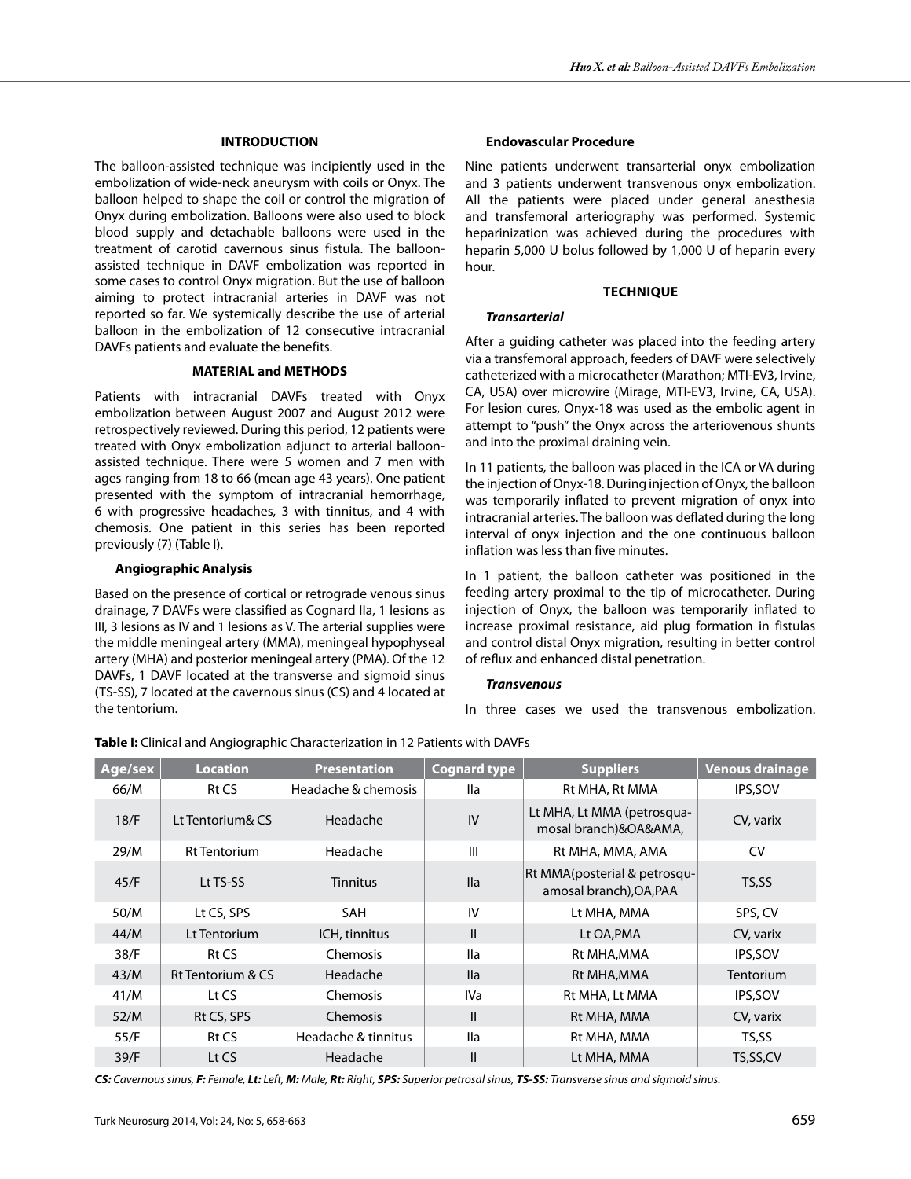## INTRODUCTION

The balloon-assisted technique was incipiently used in the embolization of wide-neck aneurysm with coils or Onyx. The balloon helped to shape the coil or control the migration of Onyx during embolization. Balloons were also used to block blood supply and detachable balloons were used in the treatment of carotid cavernous sinus fistula. The balloon-assisted technique in DAVF embolization was reported in some cases to control Onyx migration. But the use of balloon aiming to protect intracranial arteries in DAVF was not reported so far. We systemically describe the use of arterial balloon in the embolization of 12 consecutive intracranial DAVFs patients and evaluate the benefits.

## MATERIAL and METHODS

Patients with intracranial DAVFs treated with Onyx embolization between August 2007 and August 2012 were retrospectively reviewed. During this period, 12 patients were treated with Onyx embolization adjunct to arterial balloon-assisted technique. There were 5 women and 7 men with ages ranging from 18 to 66 (mean age 43 years). One patient presented with the symptom of intracranial hemorrhage, 6 with progressive headaches, 3 with tinnitus, and 4 with chemosis. One patient in this series has been reported previously (7) (Table I).

### Angiographic Analysis

Based on the presence of cortical or retrograde venous sinus drainage, 7 DAVFs were classified as Cognard IIa, 1 lesions as III, 3 lesions as IV and 1 lesions as V. The arterial supplies were the middle meningeal artery (MMA), meningeal hypophyseal artery (MHA) and posterior meningeal artery (PMA). Of the 12 DAVFs, 1 DAVF located at the transverse and sigmoid sinus (TS-SS), 7 located at the cavernous sinus (CS) and 4 located at the tentorium.

### Endovascular Procedure

Nine patients underwent transarterial onyx embolization and 3 patients underwent transvenous onyx embolization. All the patients were placed under general anesthesia and transfemoral arteriography was performed. Systemic heparinization was achieved during the procedures with heparin 5,000 U bolus followed by 1,000 U of heparin every hour.

## TECHNIQUE

### *Transarterial*

After a guiding catheter was placed into the feeding artery via a transfemoral approach, feeders of DAVF were selectively catheterized with a microcatheter (Marathon; MTI-EV3, Irvine, CA, USA) over microwire (Mirage, MTI-EV3, Irvine, CA, USA). For lesion cures, Onyx-18 was used as the embolic agent in attempt to "push" the Onyx across the arteriovenous shunts and into the proximal draining vein.

In 11 patients, the balloon was placed in the ICA or VA during the injection of Onyx-18. During injection of Onyx, the balloon was temporarily inflated to prevent migration of onyx into intracranial arteries. The balloon was deflated during the long interval of onyx injection and the one continuous balloon inflation was less than five minutes.

In 1 patient, the balloon catheter was positioned in the feeding artery proximal to the tip of microcatheter. During injection of Onyx, the balloon was temporarily inflated to increase proximal resistance, aid plug formation in fistulas and control distal Onyx migration, resulting in better control of reflux and enhanced distal penetration.

### *Transvenous*

In three cases we used the transvenous embolization.

**Table I:** Clinical and Angiographic Characterization in 12 Patients with DAVFs

| Age/sex | Location | Presentation | Cognard type | Suppliers | Venous drainage |
|---|---|---|---|---|---|
| 66/M | Rt CS | Headache & chemosis | IIa | Rt MHA, Rt MMA | IPS,SOV |
| 18/F | Lt Tentorium& CS | Headache | IV | Lt MHA, Lt MMA (petrosquamosal branch)&OA&AMA, | CV, varix |
| 29/M | Rt Tentorium | Headache | III | Rt MHA, MMA, AMA | CV |
| 45/F | Lt TS-SS | Tinnitus | IIa | Rt MMA(posterial & petrosquamosal branch),OA,PAA | TS,SS |
| 50/M | Lt CS, SPS | SAH | IV | Lt MHA, MMA | SPS, CV |
| 44/M | Lt Tentorium | ICH, tinnitus | II | Lt OA,PMA | CV, varix |
| 38/F | Rt CS | Chemosis | IIa | Rt MHA,MMA | IPS,SOV |
| 43/M | Rt Tentorium & CS | Headache | IIa | Rt MHA,MMA | Tentorium |
| 41/M | Lt CS | Chemosis | IVa | Rt MHA, Lt MMA | IPS,SOV |
| 52/M | Rt CS, SPS | Chemosis | II | Rt MHA, MMA | CV, varix |
| 55/F | Rt CS | Headache & tinnitus | IIa | Rt MHA, MMA | TS,SS |
| 39/F | Lt CS | Headache | II | Lt MHA, MMA | TS,SS,CV |

***CS:*** *Cavernous sinus,* ***F:*** *Female,* ***Lt:*** *Left,* ***M:*** *Male,* ***Rt:*** *Right,* ***SPS:*** *Superior petrosal sinus,* ***TS-SS:*** *Transverse sinus and sigmoid sinus.*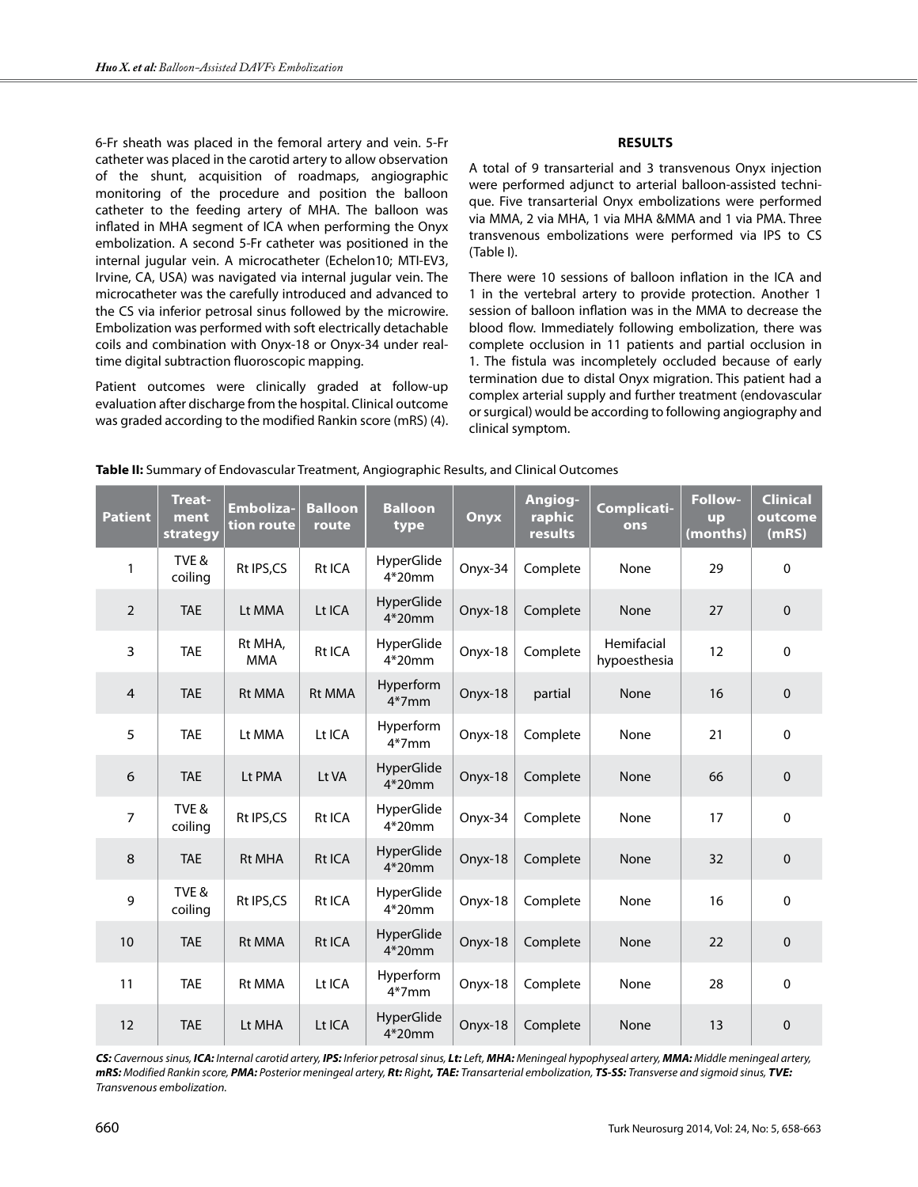6-Fr sheath was placed in the femoral artery and vein. 5-Fr catheter was placed in the carotid artery to allow observation of the shunt, acquisition of roadmaps, angiographic monitoring of the procedure and position the balloon catheter to the feeding artery of MHA. The balloon was inflated in MHA segment of ICA when performing the Onyx embolization. A second 5-Fr catheter was positioned in the internal jugular vein. A microcatheter (Echelon10; MTI-EV3, Irvine, CA, USA) was navigated via internal jugular vein. The microcatheter was the carefully introduced and advanced to the CS via inferior petrosal sinus followed by the microwire. Embolization was performed with soft electrically detachable coils and combination with Onyx-18 or Onyx-34 under real-time digital subtraction fluoroscopic mapping.

Patient outcomes were clinically graded at follow-up evaluation after discharge from the hospital. Clinical outcome was graded according to the modified Rankin score (mRS) (4).

## RESULTS

A total of 9 transarterial and 3 transvenous Onyx injection were performed adjunct to arterial balloon-assisted technique. Five transarterial Onyx embolizations were performed via MMA, 2 via MHA, 1 via MHA &MMA and 1 via PMA. Three transvenous embolizations were performed via IPS to CS (Table I).

There were 10 sessions of balloon inflation in the ICA and 1 in the vertebral artery to provide protection. Another 1 session of balloon inflation was in the MMA to decrease the blood flow. Immediately following embolization, there was complete occlusion in 11 patients and partial occlusion in 1. The fistula was incompletely occluded because of early termination due to distal Onyx migration. This patient had a complex arterial supply and further treatment (endovascular or surgical) would be according to following angiography and clinical symptom.

**Table II:** Summary of Endovascular Treatment, Angiographic Results, and Clinical Outcomes

| Patient | Treatment strategy | Embolization route | Balloon route | Balloon type | Onyx | Angiographic results | Complications | Follow-up (months) | Clinical outcome (mRS) |
|---|---|---|---|---|---|---|---|---|---|
| 1 | TVE & coiling | Rt IPS,CS | Rt ICA | HyperGlide 4*20mm | Onyx-34 | Complete | None | 29 | 0 |
| 2 | TAE | Lt MMA | Lt ICA | HyperGlide 4*20mm | Onyx-18 | Complete | None | 27 | 0 |
| 3 | TAE | Rt MHA, MMA | Rt ICA | HyperGlide 4*20mm | Onyx-18 | Complete | Hemifacial hypoesthesia | 12 | 0 |
| 4 | TAE | Rt MMA | Rt MMA | Hyperform 4*7mm | Onyx-18 | partial | None | 16 | 0 |
| 5 | TAE | Lt MMA | Lt ICA | Hyperform 4*7mm | Onyx-18 | Complete | None | 21 | 0 |
| 6 | TAE | Lt PMA | Lt VA | HyperGlide 4*20mm | Onyx-18 | Complete | None | 66 | 0 |
| 7 | TVE & coiling | Rt IPS,CS | Rt ICA | HyperGlide 4*20mm | Onyx-34 | Complete | None | 17 | 0 |
| 8 | TAE | Rt MHA | Rt ICA | HyperGlide 4*20mm | Onyx-18 | Complete | None | 32 | 0 |
| 9 | TVE & coiling | Rt IPS,CS | Rt ICA | HyperGlide 4*20mm | Onyx-18 | Complete | None | 16 | 0 |
| 10 | TAE | Rt MMA | Rt ICA | HyperGlide 4*20mm | Onyx-18 | Complete | None | 22 | 0 |
| 11 | TAE | Rt MMA | Lt ICA | Hyperform 4*7mm | Onyx-18 | Complete | None | 28 | 0 |
| 12 | TAE | Lt MHA | Lt ICA | HyperGlide 4*20mm | Onyx-18 | Complete | None | 13 | 0 |

***CS:** Cavernous sinus, **ICA:** Internal carotid artery, **IPS:** Inferior petrosal sinus, **Lt:** Left, **MHA:** Meningeal hypophyseal artery, **MMA:** Middle meningeal artery, **mRS:** Modified Rankin score, **PMA:** Posterior meningeal artery, **Rt:** Right, **TAE:** Transarterial embolization, **TS-SS:** Transverse and sigmoid sinus, **TVE:** Transvenous embolization.*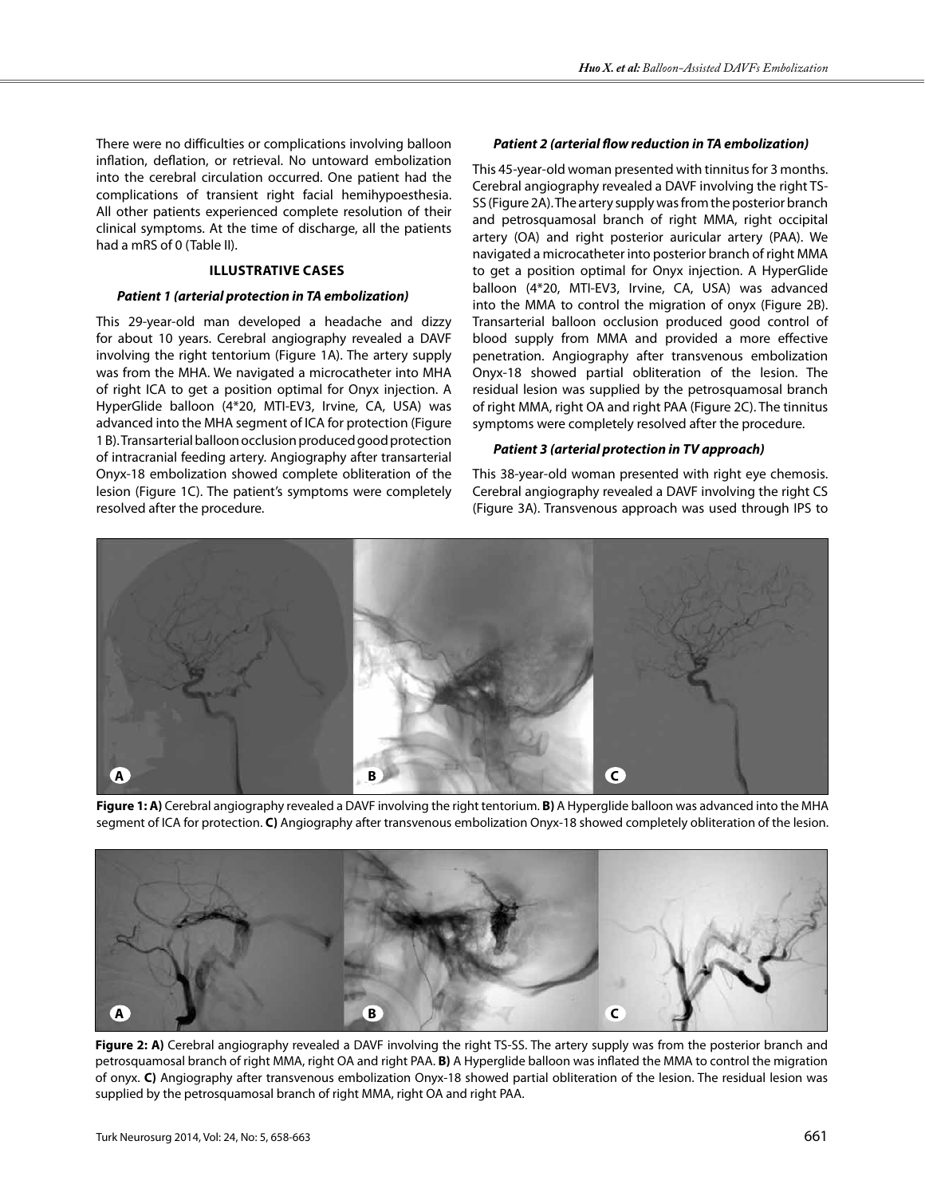There were no difficulties or complications involving balloon inflation, deflation, or retrieval. No untoward embolization into the cerebral circulation occurred. One patient had the complications of transient right facial hemihypoesthesia. All other patients experienced complete resolution of their clinical symptoms. At the time of discharge, all the patients had a mRS of 0 (Table II).

## ILLUSTRATIVE CASES

### *Patient 1 (arterial protection in TA embolization)*

This 29-year-old man developed a headache and dizzy for about 10 years. Cerebral angiography revealed a DAVF involving the right tentorium (Figure 1A). The artery supply was from the MHA. We navigated a microcatheter into MHA of right ICA to get a position optimal for Onyx injection. A HyperGlide balloon (4*20, MTI-EV3, Irvine, CA, USA) was advanced into the MHA segment of ICA for protection (Figure 1 B). Transarterial balloon occlusion produced good protection of intracranial feeding artery. Angiography after transarterial Onyx-18 embolization showed complete obliteration of the lesion (Figure 1C). The patient's symptoms were completely resolved after the procedure.

### *Patient 2 (arterial flow reduction in TA embolization)*

This 45-year-old woman presented with tinnitus for 3 months. Cerebral angiography revealed a DAVF involving the right TS-SS (Figure 2A). The artery supply was from the posterior branch and petrosquamosal branch of right MMA, right occipital artery (OA) and right posterior auricular artery (PAA). We navigated a microcatheter into posterior branch of right MMA to get a position optimal for Onyx injection. A HyperGlide balloon (4*20, MTI-EV3, Irvine, CA, USA) was advanced into the MMA to control the migration of onyx (Figure 2B). Transarterial balloon occlusion produced good control of blood supply from MMA and provided a more effective penetration. Angiography after transvenous embolization Onyx-18 showed partial obliteration of the lesion. The residual lesion was supplied by the petrosquamosal branch of right MMA, right OA and right PAA (Figure 2C). The tinnitus symptoms were completely resolved after the procedure.

### *Patient 3 (arterial protection in TV approach)*

This 38-year-old woman presented with right eye chemosis. Cerebral angiography revealed a DAVF involving the right CS (Figure 3A). Transvenous approach was used through IPS to

**Figure 1: A)** Cerebral angiography revealed a DAVF involving the right tentorium. **B)** A Hyperglide balloon was advanced into the MHA segment of ICA for protection. **C)** Angiography after transvenous embolization Onyx-18 showed completely obliteration of the lesion.

**Figure 2: A)** Cerebral angiography revealed a DAVF involving the right TS-SS. The artery supply was from the posterior branch and petrosquamosal branch of right MMA, right OA and right PAA. **B)** A Hyperglide balloon was inflated the MMA to control the migration of onyx. **C)** Angiography after transvenous embolization Onyx-18 showed partial obliteration of the lesion. The residual lesion was supplied by the petrosquamosal branch of right MMA, right OA and right PAA.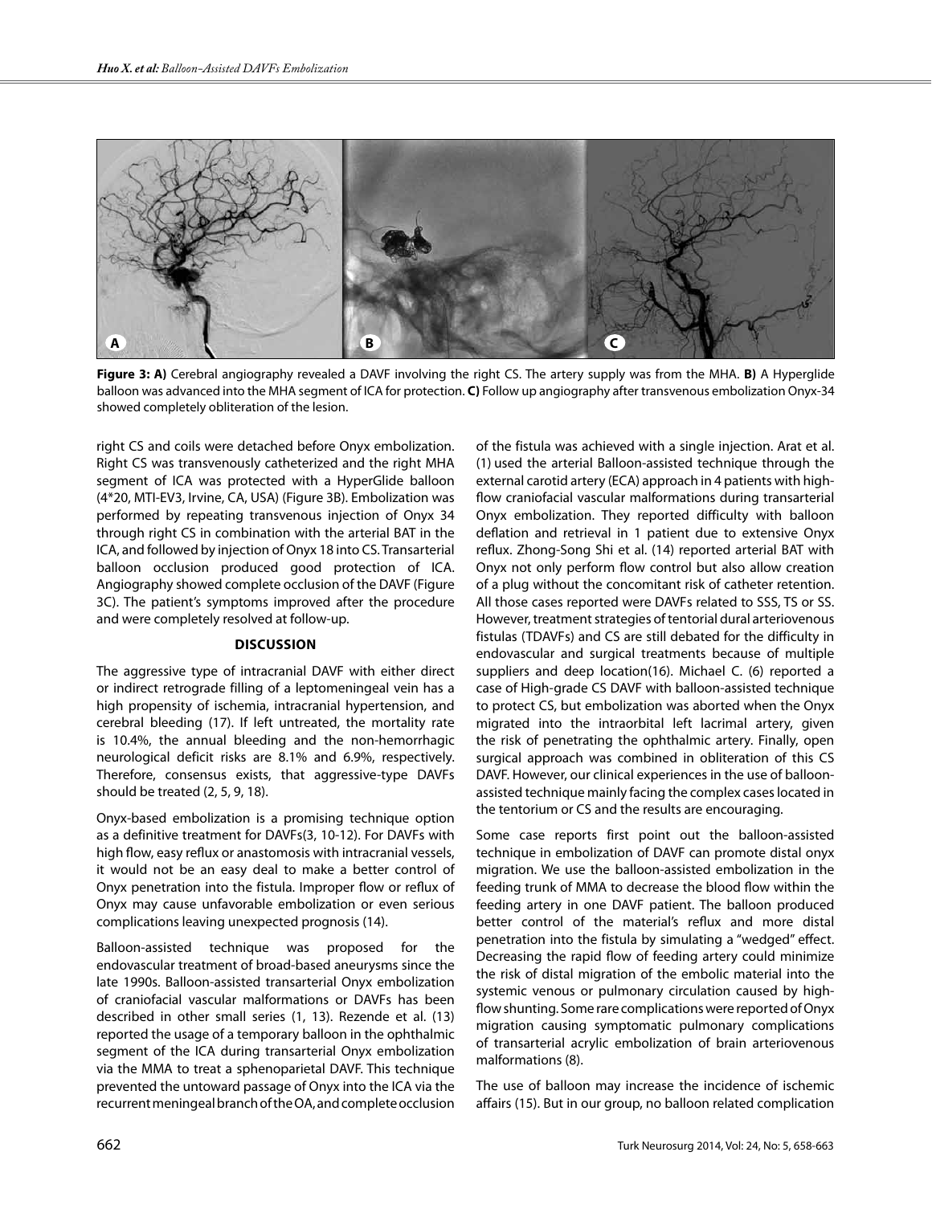**Figure 3: A)** Cerebral angiography revealed a DAVF involving the right CS. The artery supply was from the MHA. **B)** A Hyperglide balloon was advanced into the MHA segment of ICA for protection. **C)** Follow up angiography after transvenous embolization Onyx-34 showed completely obliteration of the lesion.

right CS and coils were detached before Onyx embolization. Right CS was transvenously catheterized and the right MHA segment of ICA was protected with a HyperGlide balloon (4*20, MTI-EV3, Irvine, CA, USA) (Figure 3B). Embolization was performed by repeating transvenous injection of Onyx 34 through right CS in combination with the arterial BAT in the ICA, and followed by injection of Onyx 18 into CS. Transarterial balloon occlusion produced good protection of ICA. Angiography showed complete occlusion of the DAVF (Figure 3C). The patient's symptoms improved after the procedure and were completely resolved at follow-up.

## DISCUSSION

The aggressive type of intracranial DAVF with either direct or indirect retrograde filling of a leptomeningeal vein has a high propensity of ischemia, intracranial hypertension, and cerebral bleeding (17). If left untreated, the mortality rate is 10.4%, the annual bleeding and the non-hemorrhagic neurological deficit risks are 8.1% and 6.9%, respectively. Therefore, consensus exists, that aggressive-type DAVFs should be treated (2, 5, 9, 18).

Onyx-based embolization is a promising technique option as a definitive treatment for DAVFs(3, 10-12). For DAVFs with high flow, easy reflux or anastomosis with intracranial vessels, it would not be an easy deal to make a better control of Onyx penetration into the fistula. Improper flow or reflux of Onyx may cause unfavorable embolization or even serious complications leaving unexpected prognosis (14).

Balloon-assisted technique was proposed for the endovascular treatment of broad-based aneurysms since the late 1990s. Balloon-assisted transarterial Onyx embolization of craniofacial vascular malformations or DAVFs has been described in other small series (1, 13). Rezende et al. (13) reported the usage of a temporary balloon in the ophthalmic segment of the ICA during transarterial Onyx embolization via the MMA to treat a sphenoparietal DAVF. This technique prevented the untoward passage of Onyx into the ICA via the recurrent meningeal branch of the OA, and complete occlusion of the fistula was achieved with a single injection. Arat et al. (1) used the arterial Balloon-assisted technique through the external carotid artery (ECA) approach in 4 patients with high-flow craniofacial vascular malformations during transarterial Onyx embolization. They reported difficulty with balloon deflation and retrieval in 1 patient due to extensive Onyx reflux. Zhong-Song Shi et al. (14) reported arterial BAT with Onyx not only perform flow control but also allow creation of a plug without the concomitant risk of catheter retention. All those cases reported were DAVFs related to SSS, TS or SS. However, treatment strategies of tentorial dural arteriovenous fistulas (TDAVFs) and CS are still debated for the difficulty in endovascular and surgical treatments because of multiple suppliers and deep location(16). Michael C. (6) reported a case of High-grade CS DAVF with balloon-assisted technique to protect CS, but embolization was aborted when the Onyx migrated into the intraorbital left lacrimal artery, given the risk of penetrating the ophthalmic artery. Finally, open surgical approach was combined in obliteration of this CS DAVF. However, our clinical experiences in the use of balloon-assisted technique mainly facing the complex cases located in the tentorium or CS and the results are encouraging.

Some case reports first point out the balloon-assisted technique in embolization of DAVF can promote distal onyx migration. We use the balloon-assisted embolization in the feeding trunk of MMA to decrease the blood flow within the feeding artery in one DAVF patient. The balloon produced better control of the material's reflux and more distal penetration into the fistula by simulating a "wedged" effect. Decreasing the rapid flow of feeding artery could minimize the risk of distal migration of the embolic material into the systemic venous or pulmonary circulation caused by high-flow shunting. Some rare complications were reported of Onyx migration causing symptomatic pulmonary complications of transarterial acrylic embolization of brain arteriovenous malformations (8).

The use of balloon may increase the incidence of ischemic affairs (15). But in our group, no balloon related complication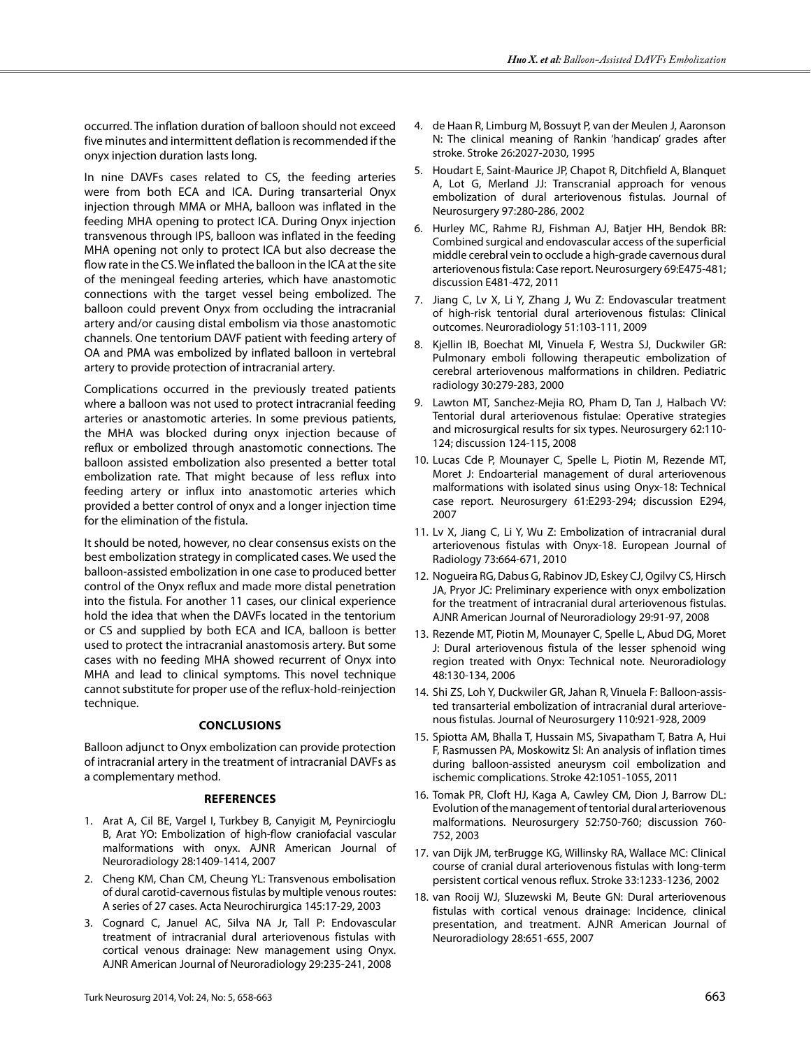occurred. The inflation duration of balloon should not exceed five minutes and intermittent deflation is recommended if the onyx injection duration lasts long.

In nine DAVFs cases related to CS, the feeding arteries were from both ECA and ICA. During transarterial Onyx injection through MMA or MHA, balloon was inflated in the feeding MHA opening to protect ICA. During Onyx injection transvenous through IPS, balloon was inflated in the feeding MHA opening not only to protect ICA but also decrease the flow rate in the CS. We inflated the balloon in the ICA at the site of the meningeal feeding arteries, which have anastomotic connections with the target vessel being embolized. The balloon could prevent Onyx from occluding the intracranial artery and/or causing distal embolism via those anastomotic channels. One tentorium DAVF patient with feeding artery of OA and PMA was embolized by inflated balloon in vertebral artery to provide protection of intracranial artery.

Complications occurred in the previously treated patients where a balloon was not used to protect intracranial feeding arteries or anastomotic arteries. In some previous patients, the MHA was blocked during onyx injection because of reflux or embolized through anastomotic connections. The balloon assisted embolization also presented a better total embolization rate. That might because of less reflux into feeding artery or influx into anastomotic arteries which provided a better control of onyx and a longer injection time for the elimination of the fistula.

It should be noted, however, no clear consensus exists on the best embolization strategy in complicated cases. We used the balloon-assisted embolization in one case to produced better control of the Onyx reflux and made more distal penetration into the fistula. For another 11 cases, our clinical experience hold the idea that when the DAVFs located in the tentorium or CS and supplied by both ECA and ICA, balloon is better used to protect the intracranial anastomosis artery. But some cases with no feeding MHA showed recurrent of Onyx into MHA and lead to clinical symptoms. This novel technique cannot substitute for proper use of the reflux-hold-reinjection technique.

## CONCLUSIONS

Balloon adjunct to Onyx embolization can provide protection of intracranial artery in the treatment of intracranial DAVFs as a complementary method.

## REFERENCES

1. Arat A, Cil BE, Vargel I, Turkbey B, Canyigit M, Peynircioglu B, Arat YO: Embolization of high-flow craniofacial vascular malformations with onyx. AJNR American Journal of Neuroradiology 28:1409-1414, 2007
2. Cheng KM, Chan CM, Cheung YL: Transvenous embolisation of dural carotid-cavernous fistulas by multiple venous routes: A series of 27 cases. Acta Neurochirurgica 145:17-29, 2003
3. Cognard C, Januel AC, Silva NA Jr, Tall P: Endovascular treatment of intracranial dural arteriovenous fistulas with cortical venous drainage: New management using Onyx. AJNR American Journal of Neuroradiology 29:235-241, 2008
4. de Haan R, Limburg M, Bossuyt P, van der Meulen J, Aaronson N: The clinical meaning of Rankin 'handicap' grades after stroke. Stroke 26:2027-2030, 1995
5. Houdart E, Saint-Maurice JP, Chapot R, Ditchfield A, Blanquet A, Lot G, Merland JJ: Transcranial approach for venous embolization of dural arteriovenous fistulas. Journal of Neurosurgery 97:280-286, 2002
6. Hurley MC, Rahme RJ, Fishman AJ, Batjer HH, Bendok BR: Combined surgical and endovascular access of the superficial middle cerebral vein to occlude a high-grade cavernous dural arteriovenous fistula: Case report. Neurosurgery 69:E475-481; discussion E481-472, 2011
7. Jiang C, Lv X, Li Y, Zhang J, Wu Z: Endovascular treatment of high-risk tentorial dural arteriovenous fistulas: Clinical outcomes. Neuroradiology 51:103-111, 2009
8. Kjellin IB, Boechat MI, Vinuela F, Westra SJ, Duckwiler GR: Pulmonary emboli following therapeutic embolization of cerebral arteriovenous malformations in children. Pediatric radiology 30:279-283, 2000
9. Lawton MT, Sanchez-Mejia RO, Pham D, Tan J, Halbach VV: Tentorial dural arteriovenous fistulae: Operative strategies and microsurgical results for six types. Neurosurgery 62:110-124; discussion 124-115, 2008
10. Lucas Cde P, Mounayer C, Spelle L, Piotin M, Rezende MT, Moret J: Endoarterial management of dural arteriovenous malformations with isolated sinus using Onyx-18: Technical case report. Neurosurgery 61:E293-294; discussion E294, 2007
11. Lv X, Jiang C, Li Y, Wu Z: Embolization of intracranial dural arteriovenous fistulas with Onyx-18. European Journal of Radiology 73:664-671, 2010
12. Nogueira RG, Dabus G, Rabinov JD, Eskey CJ, Ogilvy CS, Hirsch JA, Pryor JC: Preliminary experience with onyx embolization for the treatment of intracranial dural arteriovenous fistulas. AJNR American Journal of Neuroradiology 29:91-97, 2008
13. Rezende MT, Piotin M, Mounayer C, Spelle L, Abud DG, Moret J: Dural arteriovenous fistula of the lesser sphenoid wing region treated with Onyx: Technical note. Neuroradiology 48:130-134, 2006
14. Shi ZS, Loh Y, Duckwiler GR, Jahan R, Vinuela F: Balloon-assisted transarterial embolization of intracranial dural arteriovenous fistulas. Journal of Neurosurgery 110:921-928, 2009
15. Spiotta AM, Bhalla T, Hussain MS, Sivapatham T, Batra A, Hui F, Rasmussen PA, Moskowitz SI: An analysis of inflation times during balloon-assisted aneurysm coil embolization and ischemic complications. Stroke 42:1051-1055, 2011
16. Tomak PR, Cloft HJ, Kaga A, Cawley CM, Dion J, Barrow DL: Evolution of the management of tentorial dural arteriovenous malformations. Neurosurgery 52:750-760; discussion 760-752, 2003
17. van Dijk JM, terBrugge KG, Willinsky RA, Wallace MC: Clinical course of cranial dural arteriovenous fistulas with long-term persistent cortical venous reflux. Stroke 33:1233-1236, 2002
18. van Rooij WJ, Sluzewski M, Beute GN: Dural arteriovenous fistulas with cortical venous drainage: Incidence, clinical presentation, and treatment. AJNR American Journal of Neuroradiology 28:651-655, 2007